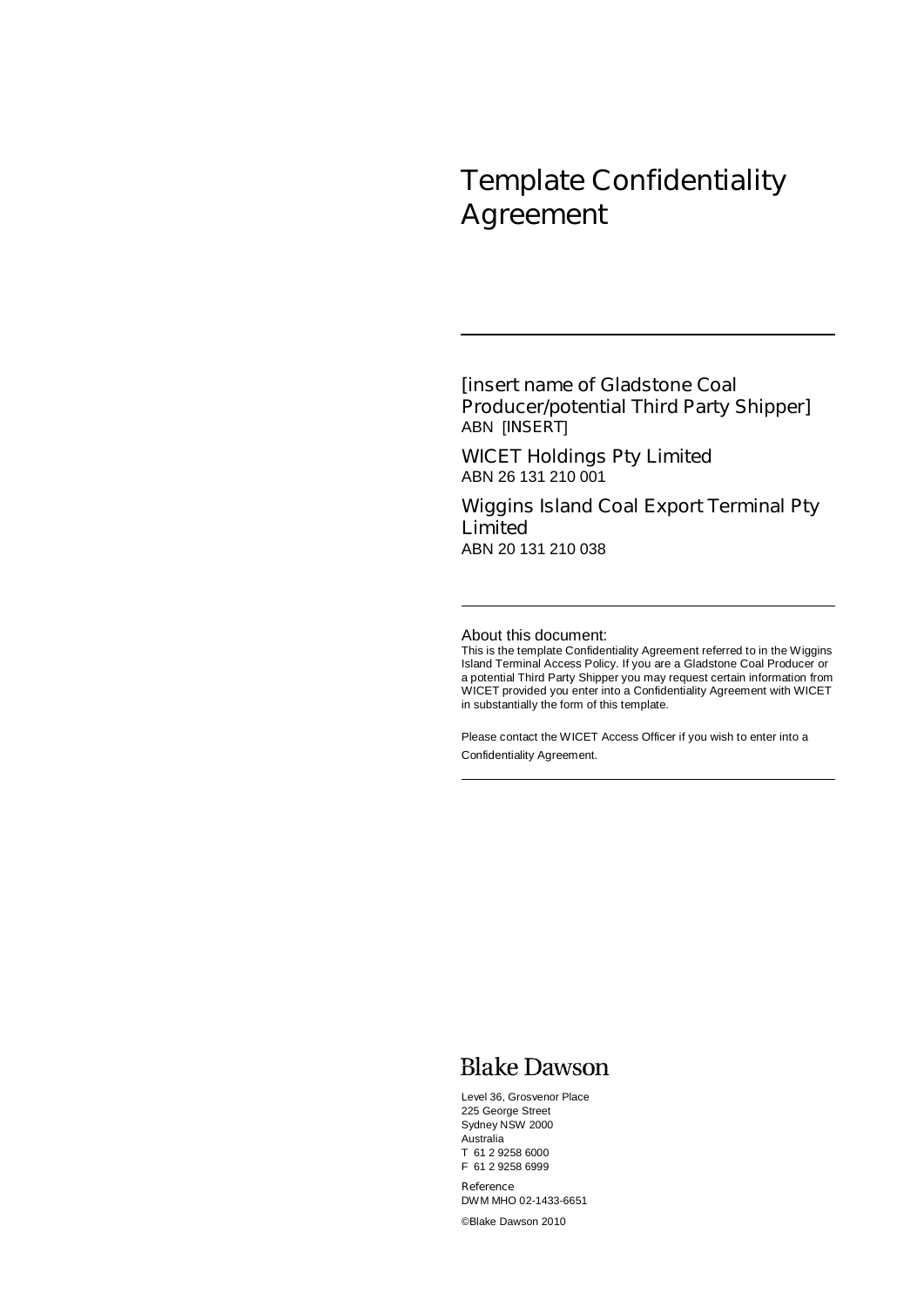# Template Confidentiality Agreement

[insert name of Gladstone Coal Producer/potential Third Party Shipper]
ABN [INSERT]

WICET Holdings Pty Limited
ABN 26 131 210 001

Wiggins Island Coal Export Terminal Pty Limited
ABN 20 131 210 038

About this document:

This is the template Confidentiality Agreement referred to in the Wiggins Island Terminal Access Policy. If you are a Gladstone Coal Producer or a potential Third Party Shipper you may request certain information from WICET provided you enter into a Confidentiality Agreement with WICET in substantially the form of this template.

Please contact the WICET Access Officer if you wish to enter into a Confidentiality Agreement.

Blake Dawson

Level 36, Grosvenor Place
225 George Street
Sydney NSW 2000
Australia
T 61 2 9258 6000
F 61 2 9258 6999

Reference
DWM MHO 02-1433-6651

©Blake Dawson 2010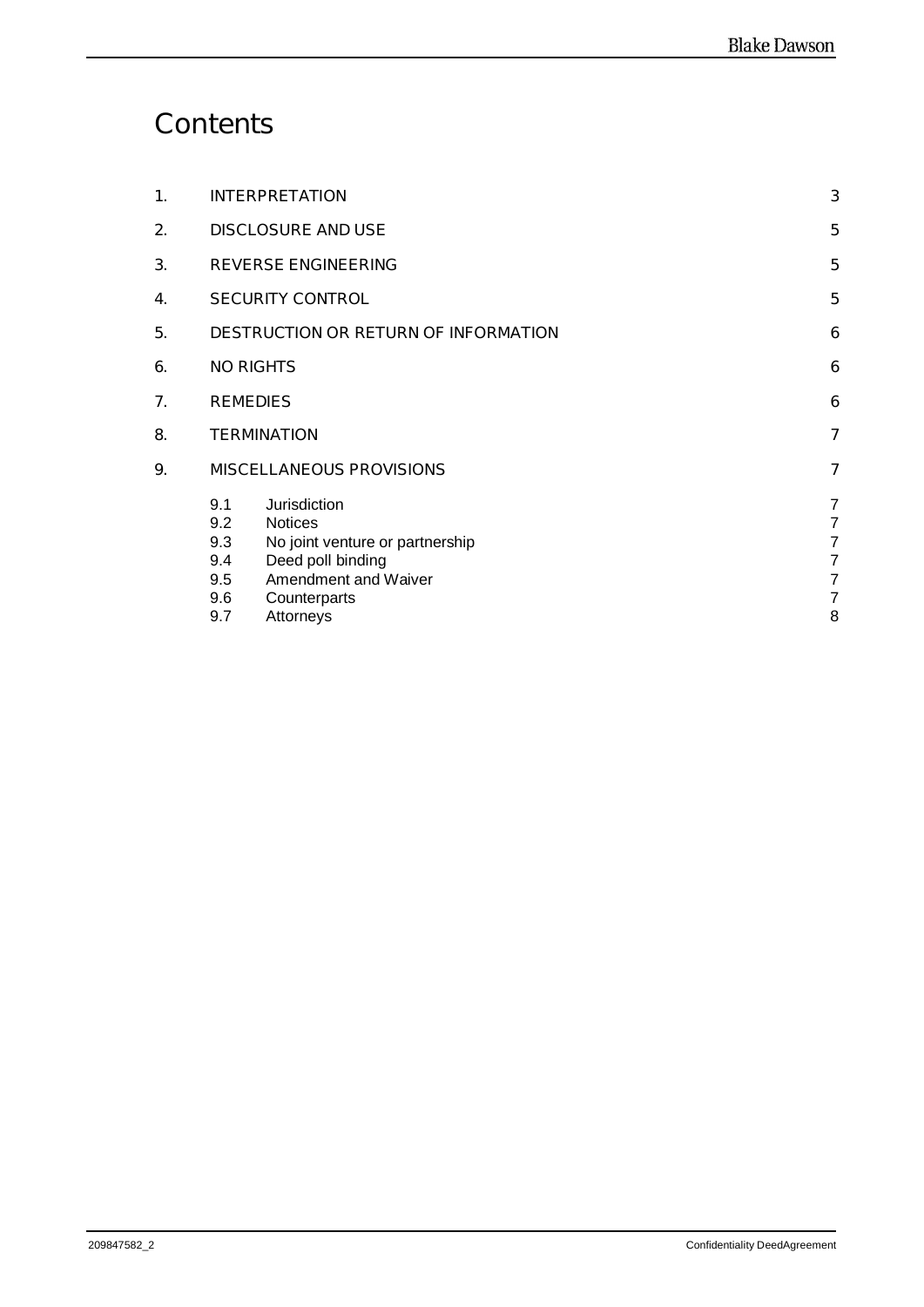# Contents

| | | |
|---|---|---|
| 1. | INTERPRETATION | 3 |
| 2. | DISCLOSURE AND USE | 5 |
| 3. | REVERSE ENGINEERING | 5 |
| 4. | SECURITY CONTROL | 5 |
| 5. | DESTRUCTION OR RETURN OF INFORMATION | 6 |
| 6. | NO RIGHTS | 6 |
| 7. | REMEDIES | 6 |
| 8. | TERMINATION | 7 |
| 9. | MISCELLANEOUS PROVISIONS | 7 |
| | 9.1 Jurisdiction | 7 |
| | 9.2 Notices | 7 |
| | 9.3 No joint venture or partnership | 7 |
| | 9.4 Deed poll binding | 7 |
| | 9.5 Amendment and Waiver | 7 |
| | 9.6 Counterparts | 7 |
| | 9.7 Attorneys | 8 |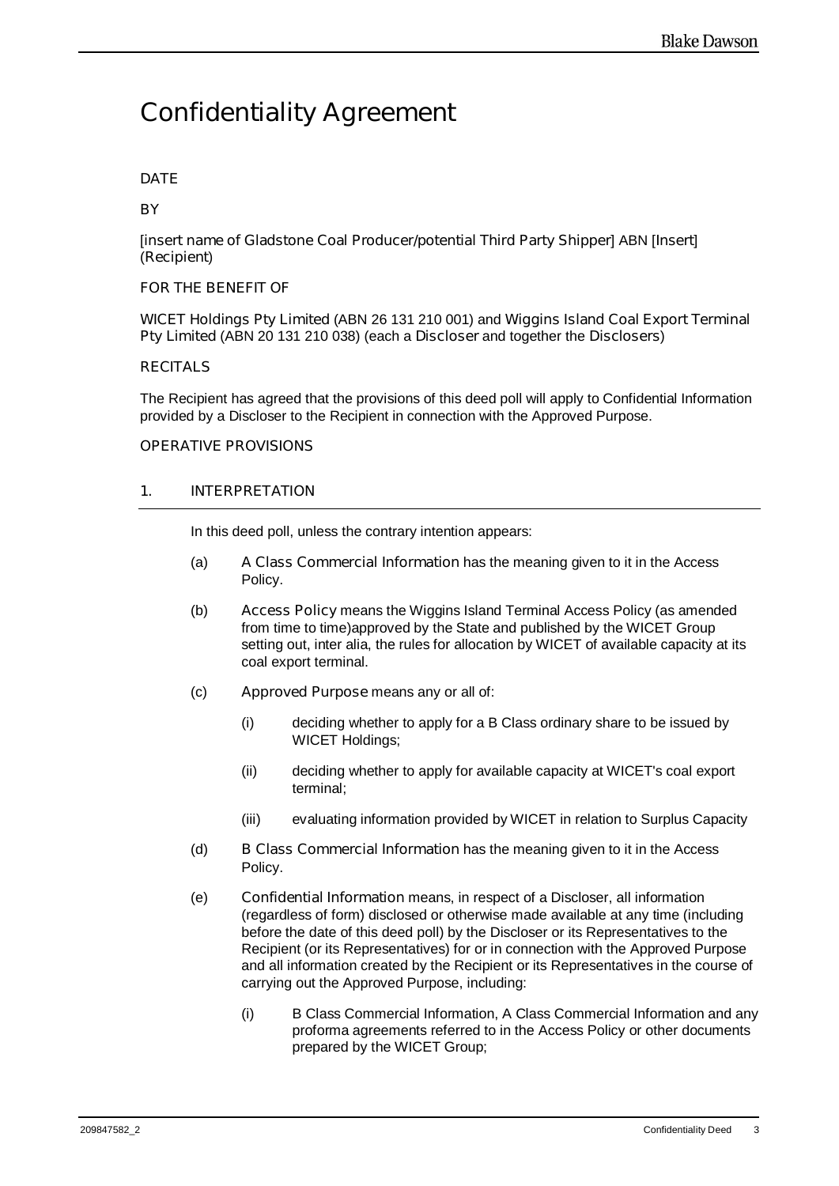# Confidentiality Agreement

**DATE**

**BY**

**[insert name of Gladstone Coal Producer/potential Third Party Shipper]** ABN [Insert] (**Recipient**)

**FOR THE BENEFIT OF**

**WICET Holdings Pty Limited** (ABN 26 131 210 001) and **Wiggins Island Coal Export Terminal Pty Limited** (ABN 20 131 210 038) (each a **Discloser** and together the **Disclosers**)

**RECITALS**

The Recipient has agreed that the provisions of this deed poll will apply to Confidential Information provided by a Discloser to the Recipient in connection with the Approved Purpose.

**OPERATIVE PROVISIONS**

## 1. INTERPRETATION

In this deed poll, unless the contrary intention appears:

(a) **A Class Commercial Information** has the meaning given to it in the Access Policy.

(b) **Access Policy** means the Wiggins Island Terminal Access Policy (as amended from time to time)approved by the State and published by the WICET Group setting out, inter alia, the rules for allocation by WICET of available capacity at its coal export terminal.

(c) **Approved Purpose** means any or all of:

(i) deciding whether to apply for a B Class ordinary share to be issued by WICET Holdings;

(ii) deciding whether to apply for available capacity at WICET's coal export terminal;

(iii) evaluating information provided by WICET in relation to Surplus Capacity

(d) **B Class Commercial Information** has the meaning given to it in the Access Policy.

(e) **Confidential Information** means, in respect of a Discloser, all information (regardless of form) disclosed or otherwise made available at any time (including before the date of this deed poll) by the Discloser or its Representatives to the Recipient (or its Representatives) for or in connection with the Approved Purpose and all information created by the Recipient or its Representatives in the course of carrying out the Approved Purpose, including:

(i) B Class Commercial Information, A Class Commercial Information and any proforma agreements referred to in the Access Policy or other documents prepared by the WICET Group;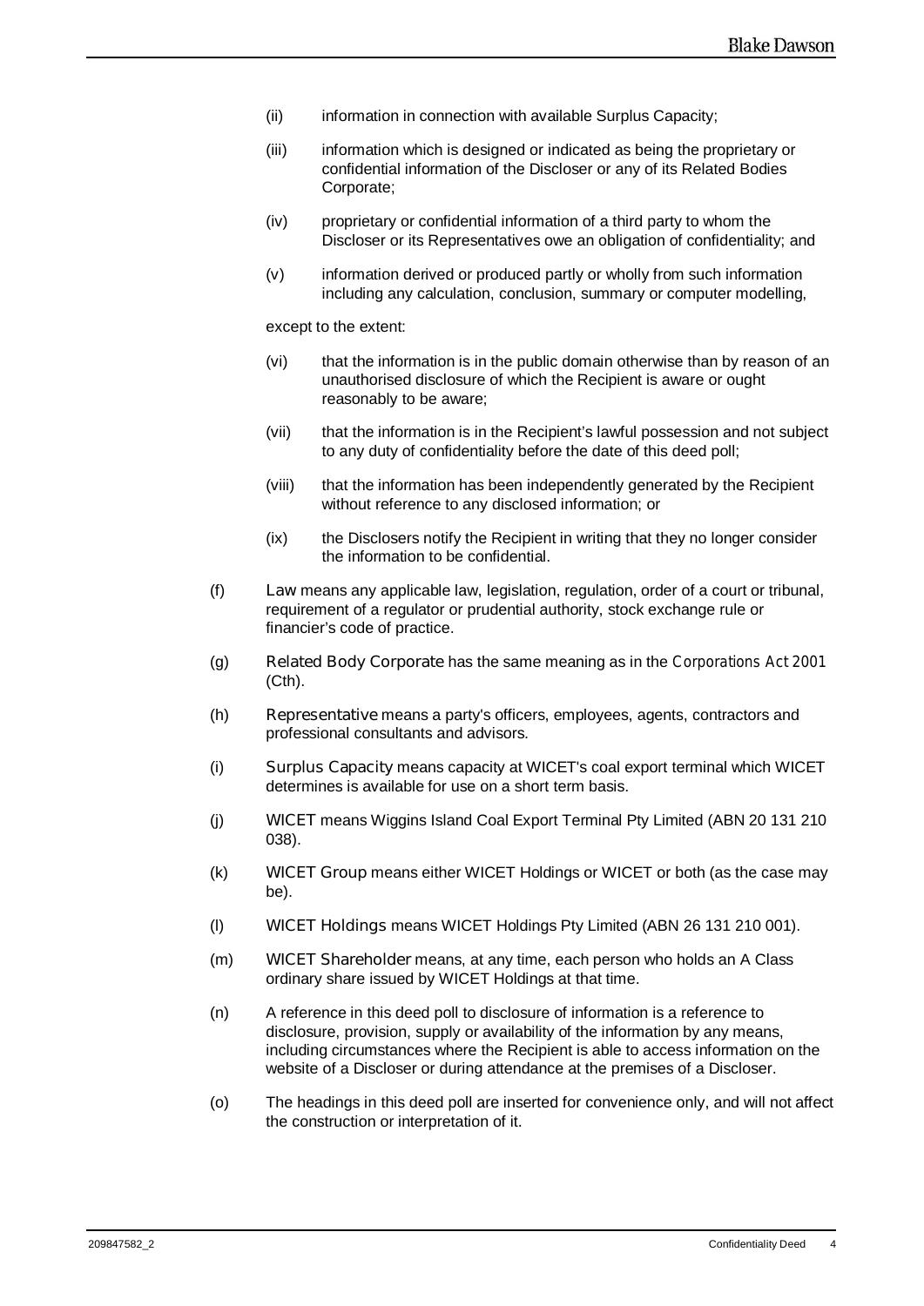(ii) information in connection with available Surplus Capacity;

(iii) information which is designed or indicated as being the proprietary or confidential information of the Discloser or any of its Related Bodies Corporate;

(iv) proprietary or confidential information of a third party to whom the Discloser or its Representatives owe an obligation of confidentiality; and

(v) information derived or produced partly or wholly from such information including any calculation, conclusion, summary or computer modelling,

except to the extent:

(vi) that the information is in the public domain otherwise than by reason of an unauthorised disclosure of which the Recipient is aware or ought reasonably to be aware;

(vii) that the information is in the Recipient's lawful possession and not subject to any duty of confidentiality before the date of this deed poll;

(viii) that the information has been independently generated by the Recipient without reference to any disclosed information; or

(ix) the Disclosers notify the Recipient in writing that they no longer consider the information to be confidential.

(f) **Law** means any applicable law, legislation, regulation, order of a court or tribunal, requirement of a regulator or prudential authority, stock exchange rule or financier's code of practice.

(g) **Related Body Corporate** has the same meaning as in the *Corporations Act 2001* (Cth).

(h) **Representative** means a party's officers, employees, agents, contractors and professional consultants and advisors.

(i) **Surplus Capacity** means capacity at WICET's coal export terminal which WICET determines is available for use on a short term basis.

(j) **WICET** means Wiggins Island Coal Export Terminal Pty Limited (ABN 20 131 210 038).

(k) **WICET Group** means either WICET Holdings or WICET or both (as the case may be).

(l) **WICET Holdings** means WICET Holdings Pty Limited (ABN 26 131 210 001).

(m) **WICET Shareholder** means, at any time, each person who holds an A Class ordinary share issued by WICET Holdings at that time.

(n) A reference in this deed poll to disclosure of information is a reference to disclosure, provision, supply or availability of the information by any means, including circumstances where the Recipient is able to access information on the website of a Discloser or during attendance at the premises of a Discloser.

(o) The headings in this deed poll are inserted for convenience only, and will not affect the construction or interpretation of it.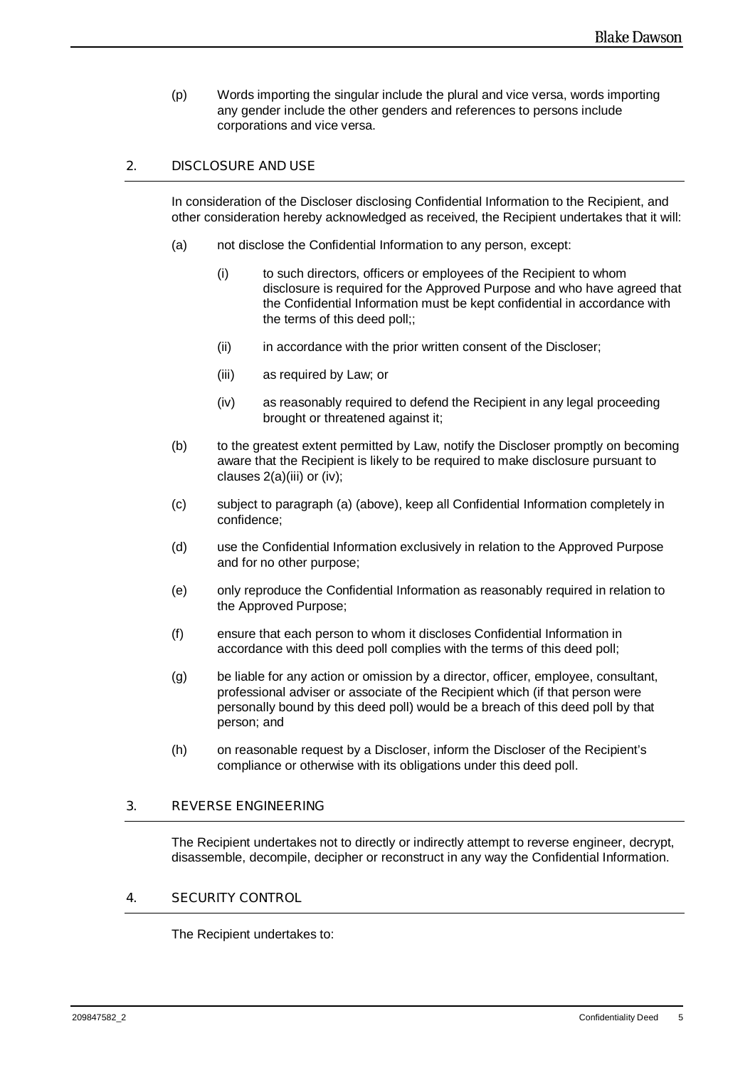(p) Words importing the singular include the plural and vice versa, words importing any gender include the other genders and references to persons include corporations and vice versa.

## 2. DISCLOSURE AND USE

In consideration of the Discloser disclosing Confidential Information to the Recipient, and other consideration hereby acknowledged as received, the Recipient undertakes that it will:

(a) not disclose the Confidential Information to any person, except:

(i) to such directors, officers or employees of the Recipient to whom disclosure is required for the Approved Purpose and who have agreed that the Confidential Information must be kept confidential in accordance with the terms of this deed poll;;

(ii) in accordance with the prior written consent of the Discloser;

(iii) as required by Law; or

(iv) as reasonably required to defend the Recipient in any legal proceeding brought or threatened against it;

(b) to the greatest extent permitted by Law, notify the Discloser promptly on becoming aware that the Recipient is likely to be required to make disclosure pursuant to clauses 2(a)(iii) or (iv);

(c) subject to paragraph (a) (above), keep all Confidential Information completely in confidence;

(d) use the Confidential Information exclusively in relation to the Approved Purpose and for no other purpose;

(e) only reproduce the Confidential Information as reasonably required in relation to the Approved Purpose;

(f) ensure that each person to whom it discloses Confidential Information in accordance with this deed poll complies with the terms of this deed poll;

(g) be liable for any action or omission by a director, officer, employee, consultant, professional adviser or associate of the Recipient which (if that person were personally bound by this deed poll) would be a breach of this deed poll by that person; and

(h) on reasonable request by a Discloser, inform the Discloser of the Recipient's compliance or otherwise with its obligations under this deed poll.

## 3. REVERSE ENGINEERING

The Recipient undertakes not to directly or indirectly attempt to reverse engineer, decrypt, disassemble, decompile, decipher or reconstruct in any way the Confidential Information.

## 4. SECURITY CONTROL

The Recipient undertakes to: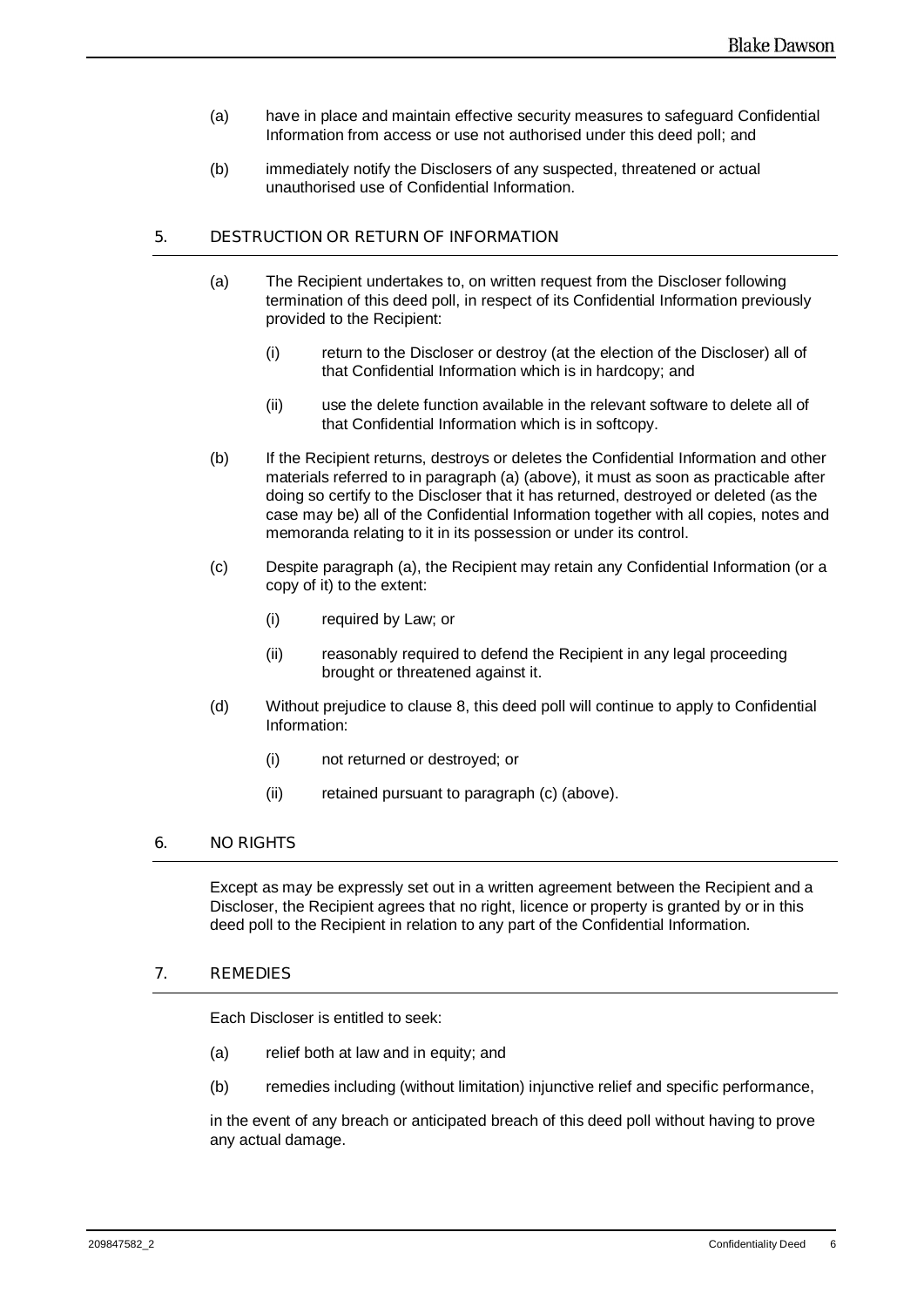(a) have in place and maintain effective security measures to safeguard Confidential Information from access or use not authorised under this deed poll; and

(b) immediately notify the Disclosers of any suspected, threatened or actual unauthorised use of Confidential Information.

## 5. DESTRUCTION OR RETURN OF INFORMATION

(a) The Recipient undertakes to, on written request from the Discloser following termination of this deed poll, in respect of its Confidential Information previously provided to the Recipient:

   (i) return to the Discloser or destroy (at the election of the Discloser) all of that Confidential Information which is in hardcopy; and

   (ii) use the delete function available in the relevant software to delete all of that Confidential Information which is in softcopy.

(b) If the Recipient returns, destroys or deletes the Confidential Information and other materials referred to in paragraph (a) (above), it must as soon as practicable after doing so certify to the Discloser that it has returned, destroyed or deleted (as the case may be) all of the Confidential Information together with all copies, notes and memoranda relating to it in its possession or under its control.

(c) Despite paragraph (a), the Recipient may retain any Confidential Information (or a copy of it) to the extent:

   (i) required by Law; or

   (ii) reasonably required to defend the Recipient in any legal proceeding brought or threatened against it.

(d) Without prejudice to clause 8, this deed poll will continue to apply to Confidential Information:

   (i) not returned or destroyed; or

   (ii) retained pursuant to paragraph (c) (above).

## 6. NO RIGHTS

Except as may be expressly set out in a written agreement between the Recipient and a Discloser, the Recipient agrees that no right, licence or property is granted by or in this deed poll to the Recipient in relation to any part of the Confidential Information.

## 7. REMEDIES

Each Discloser is entitled to seek:

(a) relief both at law and in equity; and

(b) remedies including (without limitation) injunctive relief and specific performance,

in the event of any breach or anticipated breach of this deed poll without having to prove any actual damage.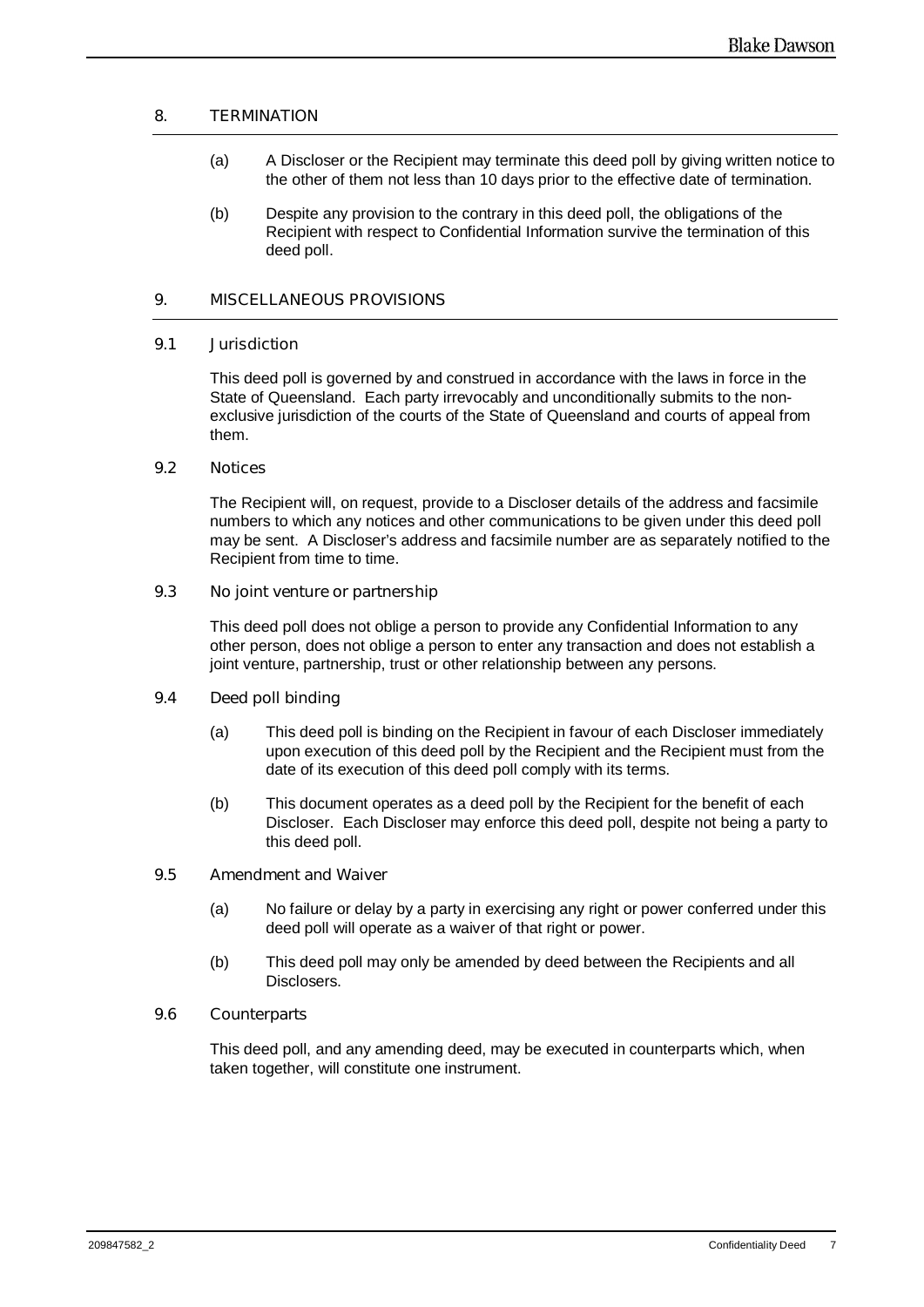## 8. TERMINATION

(a) A Discloser or the Recipient may terminate this deed poll by giving written notice to the other of them not less than 10 days prior to the effective date of termination.

(b) Despite any provision to the contrary in this deed poll, the obligations of the Recipient with respect to Confidential Information survive the termination of this deed poll.

## 9. MISCELLANEOUS PROVISIONS

### 9.1 Jurisdiction

This deed poll is governed by and construed in accordance with the laws in force in the State of Queensland. Each party irrevocably and unconditionally submits to the non-exclusive jurisdiction of the courts of the State of Queensland and courts of appeal from them.

### 9.2 Notices

The Recipient will, on request, provide to a Discloser details of the address and facsimile numbers to which any notices and other communications to be given under this deed poll may be sent. A Discloser's address and facsimile number are as separately notified to the Recipient from time to time.

### 9.3 No joint venture or partnership

This deed poll does not oblige a person to provide any Confidential Information to any other person, does not oblige a person to enter any transaction and does not establish a joint venture, partnership, trust or other relationship between any persons.

### 9.4 Deed poll binding

(a) This deed poll is binding on the Recipient in favour of each Discloser immediately upon execution of this deed poll by the Recipient and the Recipient must from the date of its execution of this deed poll comply with its terms.

(b) This document operates as a deed poll by the Recipient for the benefit of each Discloser. Each Discloser may enforce this deed poll, despite not being a party to this deed poll.

### 9.5 Amendment and Waiver

(a) No failure or delay by a party in exercising any right or power conferred under this deed poll will operate as a waiver of that right or power.

(b) This deed poll may only be amended by deed between the Recipients and all Disclosers.

### 9.6 Counterparts

This deed poll, and any amending deed, may be executed in counterparts which, when taken together, will constitute one instrument.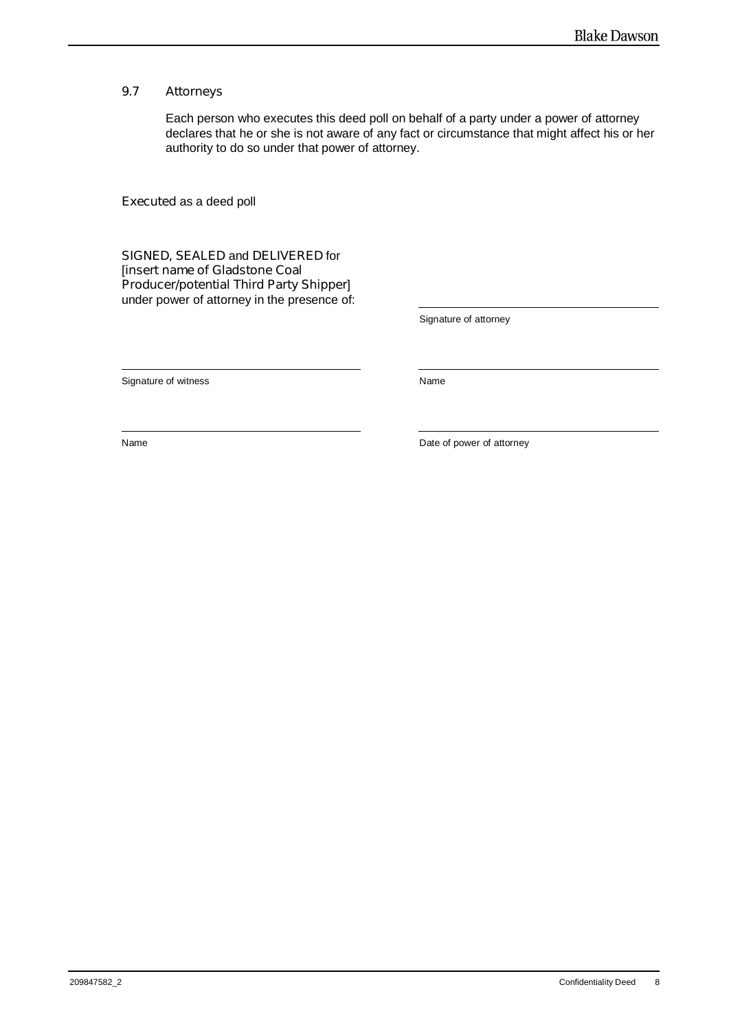### 9.7 Attorneys

Each person who executes this deed poll on behalf of a party under a power of attorney declares that he or she is not aware of any fact or circumstance that might affect his or her authority to do so under that power of attorney.

**Executed as a deed poll**

**SIGNED, SEALED and DELIVERED** for **[insert name of Gladstone Coal Producer/potential Third Party Shipper]** under power of attorney in the presence of:

| | |
|---|---|
| | Signature of attorney |
| Signature of witness | Name |
| Name | Date of power of attorney |